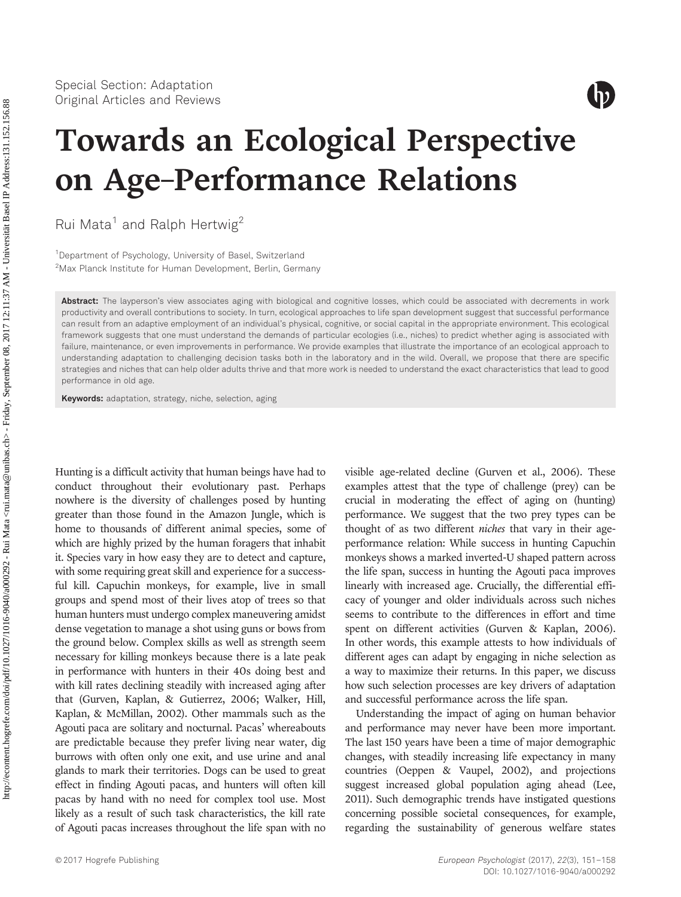Special Section: Adaptation
Original Articles and Reviews

# Towards an Ecological Perspective on Age–Performance Relations

Rui Mata[1] and Ralph Hertwig[2]

[1]Department of Psychology, University of Basel, Switzerland
[2]Max Planck Institute for Human Development, Berlin, Germany

**Abstract:** The layperson's view associates aging with biological and cognitive losses, which could be associated with decrements in work productivity and overall contributions to society. In turn, ecological approaches to life span development suggest that successful performance can result from an adaptive employment of an individual's physical, cognitive, or social capital in the appropriate environment. This ecological framework suggests that one must understand the demands of particular ecologies (i.e., niches) to predict whether aging is associated with failure, maintenance, or even improvements in performance. We provide examples that illustrate the importance of an ecological approach to understanding adaptation to challenging decision tasks both in the laboratory and in the wild. Overall, we propose that there are specific strategies and niches that can help older adults thrive and that more work is needed to understand the exact characteristics that lead to good performance in old age.

**Keywords:** adaptation, strategy, niche, selection, aging

Hunting is a difficult activity that human beings have had to conduct throughout their evolutionary past. Perhaps nowhere is the diversity of challenges posed by hunting greater than those found in the Amazon Jungle, which is home to thousands of different animal species, some of which are highly prized by the human foragers that inhabit it. Species vary in how easy they are to detect and capture, with some requiring great skill and experience for a successful kill. Capuchin monkeys, for example, live in small groups and spend most of their lives atop of trees so that human hunters must undergo complex maneuvering amidst dense vegetation to manage a shot using guns or bows from the ground below. Complex skills as well as strength seem necessary for killing monkeys because there is a late peak in performance with hunters in their 40s doing best and with kill rates declining steadily with increased aging after that (Gurven, Kaplan, & Gutierrez, 2006; Walker, Hill, Kaplan, & McMillan, 2002). Other mammals such as the Agouti paca are solitary and nocturnal. Pacas' whereabouts are predictable because they prefer living near water, dig burrows with often only one exit, and use urine and anal glands to mark their territories. Dogs can be used to great effect in finding Agouti pacas, and hunters will often kill pacas by hand with no need for complex tool use. Most likely as a result of such task characteristics, the kill rate of Agouti pacas increases throughout the life span with no visible age-related decline (Gurven et al., 2006). These examples attest that the type of challenge (prey) can be crucial in moderating the effect of aging on (hunting) performance. We suggest that the two prey types can be thought of as two different *niches* that vary in their age-performance relation: While success in hunting Capuchin monkeys shows a marked inverted-U shaped pattern across the life span, success in hunting the Agouti paca improves linearly with increased age. Crucially, the differential efficacy of younger and older individuals across such niches seems to contribute to the differences in effort and time spent on different activities (Gurven & Kaplan, 2006). In other words, this example attests to how individuals of different ages can adapt by engaging in niche selection as a way to maximize their returns. In this paper, we discuss how such selection processes are key drivers of adaptation and successful performance across the life span.

Understanding the impact of aging on human behavior and performance may never have been more important. The last 150 years have been a time of major demographic changes, with steadily increasing life expectancy in many countries (Oeppen & Vaupel, 2002), and projections suggest increased global population aging ahead (Lee, 2011). Such demographic trends have instigated questions concerning possible societal consequences, for example, regarding the sustainability of generous welfare states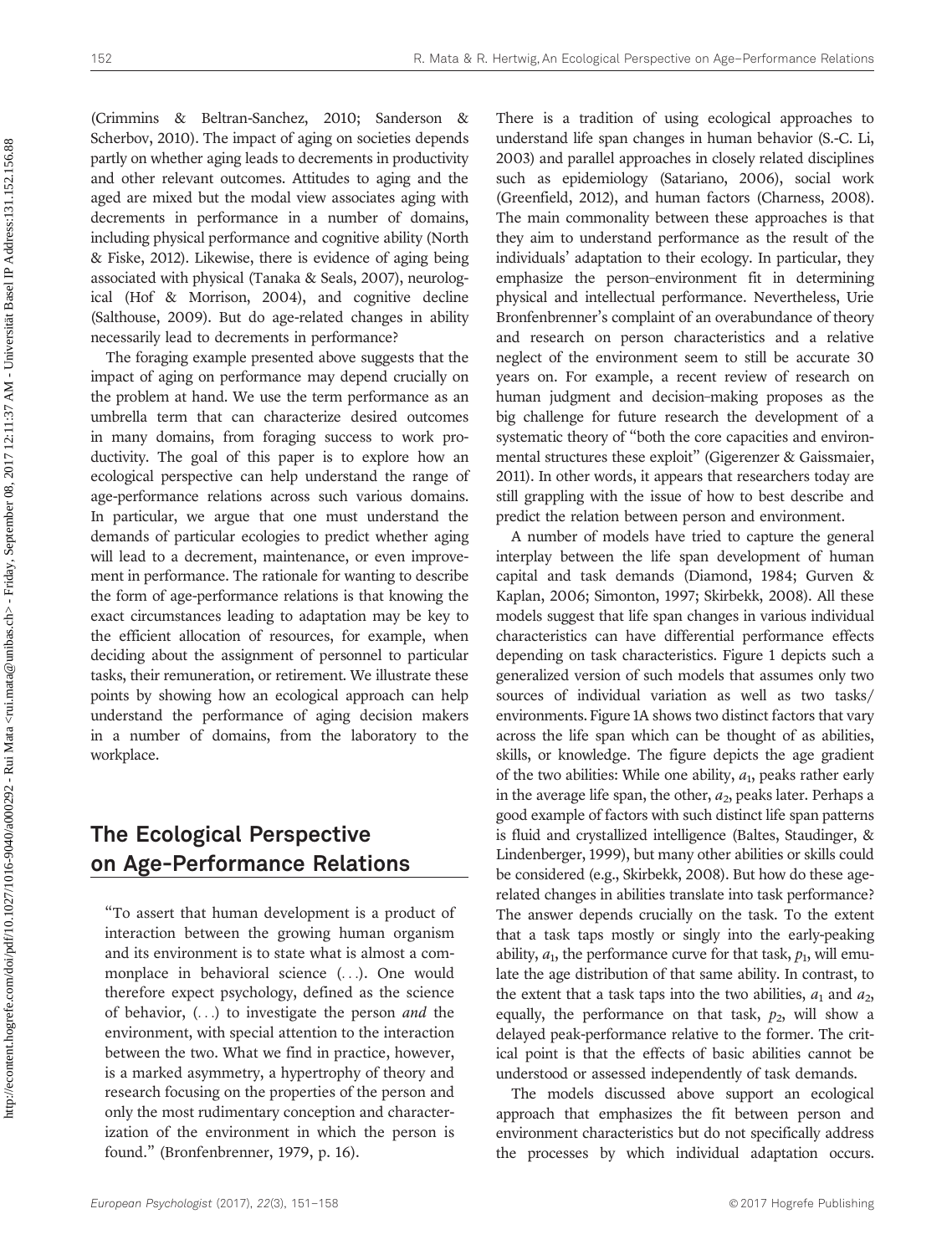(Crimmins & Beltran-Sanchez, 2010; Sanderson & Scherbov, 2010). The impact of aging on societies depends partly on whether aging leads to decrements in productivity and other relevant outcomes. Attitudes to aging and the aged are mixed but the modal view associates aging with decrements in performance in a number of domains, including physical performance and cognitive ability (North & Fiske, 2012). Likewise, there is evidence of aging being associated with physical (Tanaka & Seals, 2007), neurological (Hof & Morrison, 2004), and cognitive decline (Salthouse, 2009). But do age-related changes in ability necessarily lead to decrements in performance?

The foraging example presented above suggests that the impact of aging on performance may depend crucially on the problem at hand. We use the term performance as an umbrella term that can characterize desired outcomes in many domains, from foraging success to work productivity. The goal of this paper is to explore how an ecological perspective can help understand the range of age-performance relations across such various domains. In particular, we argue that one must understand the demands of particular ecologies to predict whether aging will lead to a decrement, maintenance, or even improvement in performance. The rationale for wanting to describe the form of age-performance relations is that knowing the exact circumstances leading to adaptation may be key to the efficient allocation of resources, for example, when deciding about the assignment of personnel to particular tasks, their remuneration, or retirement. We illustrate these points by showing how an ecological approach can help understand the performance of aging decision makers in a number of domains, from the laboratory to the workplace.

## The Ecological Perspective on Age-Performance Relations

> "To assert that human development is a product of interaction between the growing human organism and its environment is to state what is almost a commonplace in behavioral science (...). One would therefore expect psychology, defined as the science of behavior, (...) to investigate the person *and* the environment, with special attention to the interaction between the two. What we find in practice, however, is a marked asymmetry, a hypertrophy of theory and research focusing on the properties of the person and only the most rudimentary conception and characterization of the environment in which the person is found." (Bronfenbrenner, 1979, p. 16).

There is a tradition of using ecological approaches to understand life span changes in human behavior (S.-C. Li, 2003) and parallel approaches in closely related disciplines such as epidemiology (Satariano, 2006), social work (Greenfield, 2012), and human factors (Charness, 2008). The main commonality between these approaches is that they aim to understand performance as the result of the individuals' adaptation to their ecology. In particular, they emphasize the person–environment fit in determining physical and intellectual performance. Nevertheless, Urie Bronfenbrenner's complaint of an overabundance of theory and research on person characteristics and a relative neglect of the environment seem to still be accurate 30 years on. For example, a recent review of research on human judgment and decision-making proposes as the big challenge for future research the development of a systematic theory of "both the core capacities and environmental structures these exploit" (Gigerenzer & Gaissmaier, 2011). In other words, it appears that researchers today are still grappling with the issue of how to best describe and predict the relation between person and environment.

A number of models have tried to capture the general interplay between the life span development of human capital and task demands (Diamond, 1984; Gurven & Kaplan, 2006; Simonton, 1997; Skirbekk, 2008). All these models suggest that life span changes in various individual characteristics can have differential performance effects depending on task characteristics. Figure 1 depicts such a generalized version of such models that assumes only two sources of individual variation as well as two tasks/environments. Figure 1A shows two distinct factors that vary across the life span which can be thought of as abilities, skills, or knowledge. The figure depicts the age gradient of the two abilities: While one ability, $a_1$, peaks rather early in the average life span, the other, $a_2$, peaks later. Perhaps a good example of factors with such distinct life span patterns is fluid and crystallized intelligence (Baltes, Staudinger, & Lindenberger, 1999), but many other abilities or skills could be considered (e.g., Skirbekk, 2008). But how do these age-related changes in abilities translate into task performance? The answer depends crucially on the task. To the extent that a task taps mostly or singly into the early-peaking ability, $a_1$, the performance curve for that task, $p_1$, will emulate the age distribution of that same ability. In contrast, to the extent that a task taps into the two abilities, $a_1$ and $a_2$, equally, the performance on that task, $p_2$, will show a delayed peak-performance relative to the former. The critical point is that the effects of basic abilities cannot be understood or assessed independently of task demands.

The models discussed above support an ecological approach that emphasizes the fit between person and environment characteristics but do not specifically address the processes by which individual adaptation occurs.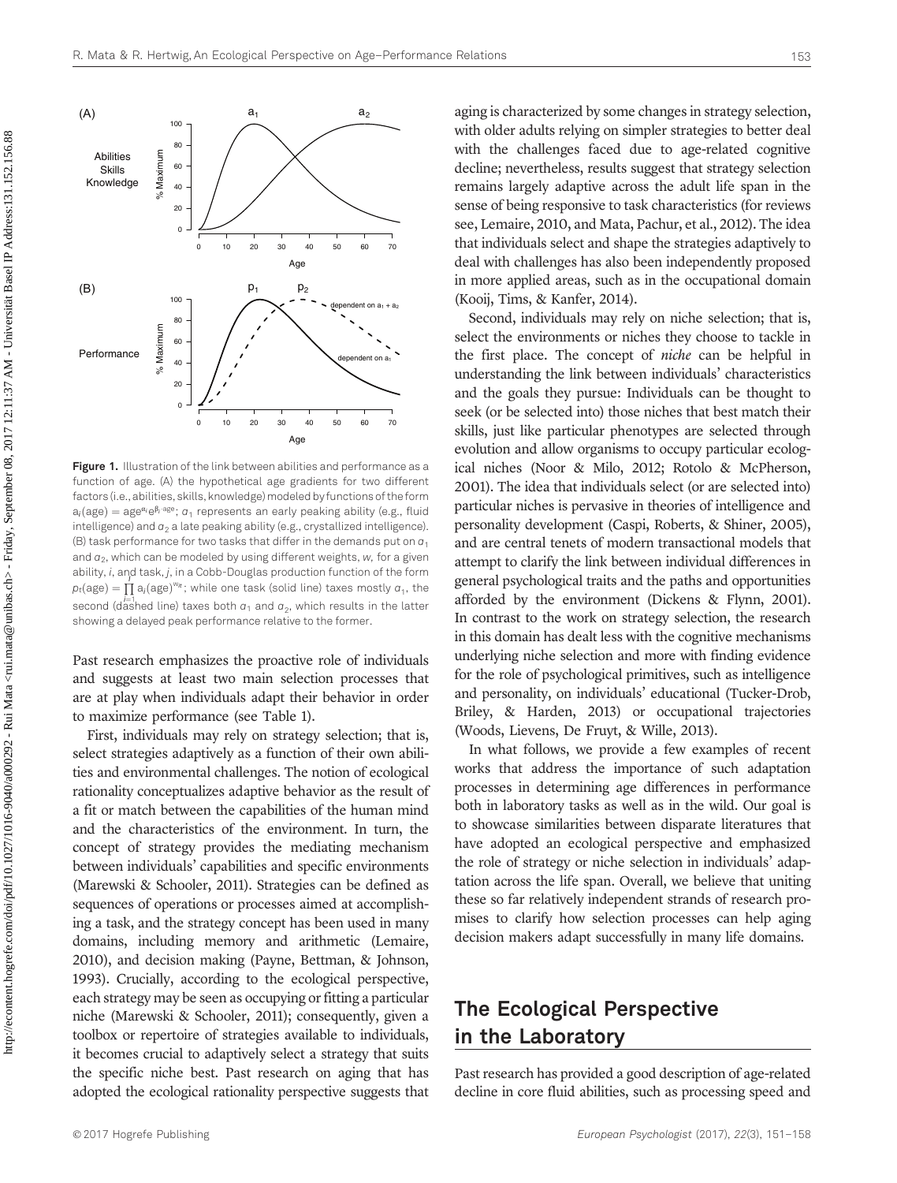Figure 1. Illustration of the link between abilities and performance as a function of age. (A) the hypothetical age gradients for two different factors (i.e., abilities, skills, knowledge) modeled by functions of the form $a_i(\text{age}) = \text{age}^{\alpha_i} e^{\beta_i \cdot \text{age}}$; $a_1$ represents an early peaking ability (e.g., fluid intelligence) and $a_2$ a late peaking ability (e.g., crystallized intelligence). (B) task performance for two tasks that differ in the demands put on $a_1$ and $a_2$, which can be modeled by using different weights, $w$, for a given ability, $i$, and task, $j$, in a Cobb-Douglas production function of the form $p_t(\text{age}) = \prod_{i=1}^{j} a_i(\text{age})^{w_{it}}$; while one task (solid line) taxes mostly $a_1$, the second (dashed line) taxes both $a_1$ and $a_2$, which results in the latter showing a delayed peak performance relative to the former.

Past research emphasizes the proactive role of individuals and suggests at least two main selection processes that are at play when individuals adapt their behavior in order to maximize performance (see Table 1).

First, individuals may rely on strategy selection; that is, select strategies adaptively as a function of their own abilities and environmental challenges. The notion of ecological rationality conceptualizes adaptive behavior as the result of a fit or match between the capabilities of the human mind and the characteristics of the environment. In turn, the concept of strategy provides the mediating mechanism between individuals' capabilities and specific environments (Marewski & Schooler, 2011). Strategies can be defined as sequences of operations or processes aimed at accomplishing a task, and the strategy concept has been used in many domains, including memory and arithmetic (Lemaire, 2010), and decision making (Payne, Bettman, & Johnson, 1993). Crucially, according to the ecological perspective, each strategy may be seen as occupying or fitting a particular niche (Marewski & Schooler, 2011); consequently, given a toolbox or repertoire of strategies available to individuals, it becomes crucial to adaptively select a strategy that suits the specific niche best. Past research on aging that has adopted the ecological rationality perspective suggests that aging is characterized by some changes in strategy selection, with older adults relying on simpler strategies to better deal with the challenges faced due to age-related cognitive decline; nevertheless, results suggest that strategy selection remains largely adaptive across the adult life span in the sense of being responsive to task characteristics (for reviews see, Lemaire, 2010, and Mata, Pachur, et al., 2012). The idea that individuals select and shape the strategies adaptively to deal with challenges has also been independently proposed in more applied areas, such as in the occupational domain (Kooij, Tims, & Kanfer, 2014).

Second, individuals may rely on niche selection; that is, select the environments or niches they choose to tackle in the first place. The concept of *niche* can be helpful in understanding the link between individuals' characteristics and the goals they pursue: Individuals can be thought to seek (or be selected into) those niches that best match their skills, just like particular phenotypes are selected through evolution and allow organisms to occupy particular ecological niches (Noor & Milo, 2012; Rotolo & McPherson, 2001). The idea that individuals select (or are selected into) particular niches is pervasive in theories of intelligence and personality development (Caspi, Roberts, & Shiner, 2005), and are central tenets of modern transactional models that attempt to clarify the link between individual differences in general psychological traits and the paths and opportunities afforded by the environment (Dickens & Flynn, 2001). In contrast to the work on strategy selection, the research in this domain has dealt less with the cognitive mechanisms underlying niche selection and more with finding evidence for the role of psychological primitives, such as intelligence and personality, on individuals' educational (Tucker-Drob, Briley, & Harden, 2013) or occupational trajectories (Woods, Lievens, De Fruyt, & Wille, 2013).

In what follows, we provide a few examples of recent works that address the importance of such adaptation processes in determining age differences in performance both in laboratory tasks as well as in the wild. Our goal is to showcase similarities between disparate literatures that have adopted an ecological perspective and emphasized the role of strategy or niche selection in individuals' adaptation across the life span. Overall, we believe that uniting these so far relatively independent strands of research promises to clarify how selection processes can help aging decision makers adapt successfully in many life domains.

## The Ecological Perspective in the Laboratory

Past research has provided a good description of age-related decline in core fluid abilities, such as processing speed and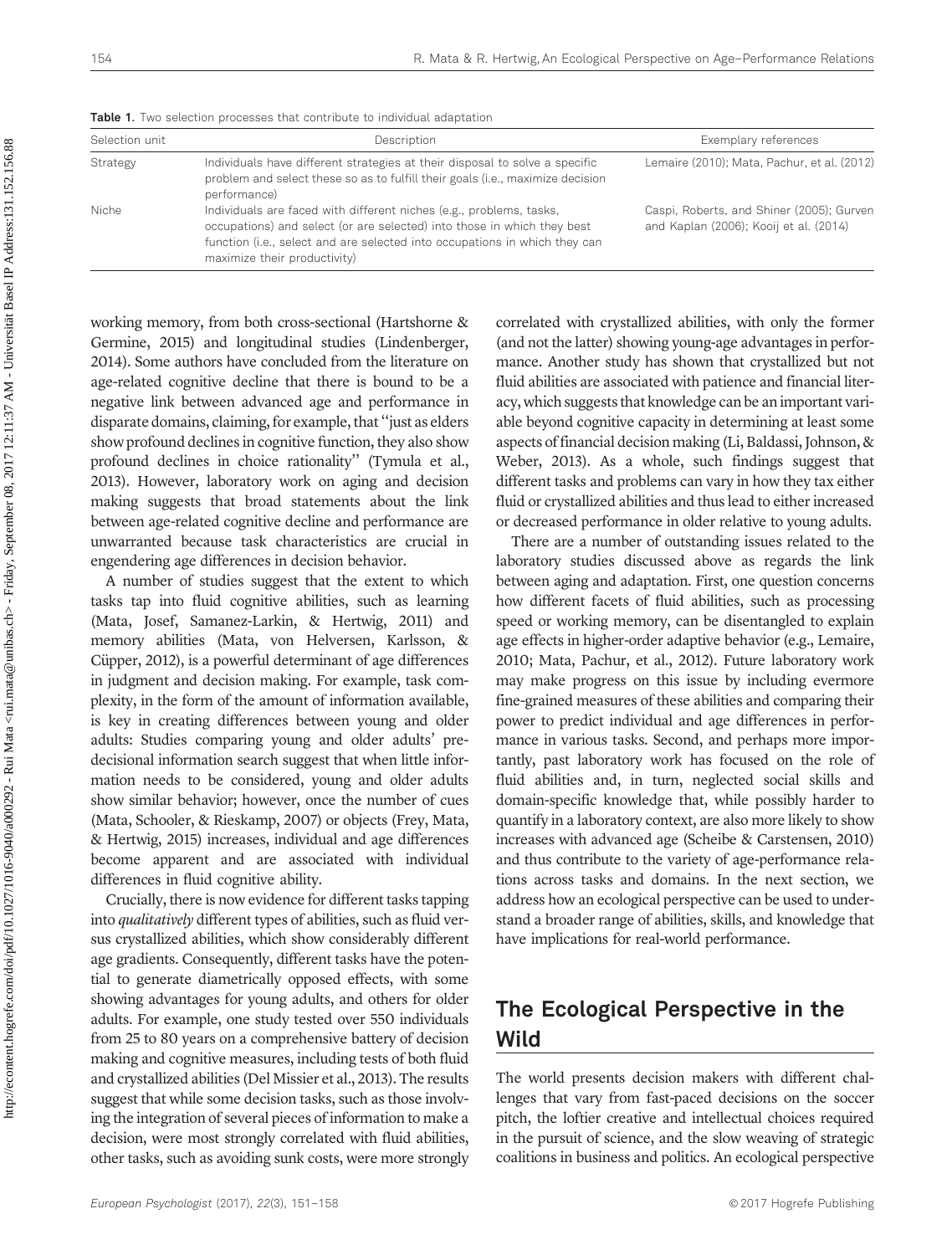**Table 1.** Two selection processes that contribute to individual adaptation

| Selection unit | Description | Exemplary references |
| --- | --- | --- |
| Strategy | Individuals have different strategies at their disposal to solve a specific problem and select these so as to fulfill their goals (i.e., maximize decision performance) | Lemaire (2010); Mata, Pachur, et al. (2012) |
| Niche | Individuals are faced with different niches (e.g., problems, tasks, occupations) and select (or are selected) into those in which they best function (i.e., select and are selected into occupations in which they can maximize their productivity) | Caspi, Roberts, and Shiner (2005); Gurven and Kaplan (2006); Kooij et al. (2014) |

working memory, from both cross-sectional (Hartshorne & Germine, 2015) and longitudinal studies (Lindenberger, 2014). Some authors have concluded from the literature on age-related cognitive decline that there is bound to be a negative link between advanced age and performance in disparate domains, claiming, for example, that "just as elders show profound declines in cognitive function, they also show profound declines in choice rationality" (Tymula et al., 2013). However, laboratory work on aging and decision making suggests that broad statements about the link between age-related cognitive decline and performance are unwarranted because task characteristics are crucial in engendering age differences in decision behavior.

A number of studies suggest that the extent to which tasks tap into fluid cognitive abilities, such as learning (Mata, Josef, Samanez-Larkin, & Hertwig, 2011) and memory abilities (Mata, von Helversen, Karlsson, & Cüpper, 2012), is a powerful determinant of age differences in judgment and decision making. For example, task complexity, in the form of the amount of information available, is key in creating differences between young and older adults: Studies comparing young and older adults' predecisional information search suggest that when little information needs to be considered, young and older adults show similar behavior; however, once the number of cues (Mata, Schooler, & Rieskamp, 2007) or objects (Frey, Mata, & Hertwig, 2015) increases, individual and age differences become apparent and are associated with individual differences in fluid cognitive ability.

Crucially, there is now evidence for different tasks tapping into *qualitatively* different types of abilities, such as fluid versus crystallized abilities, which show considerably different age gradients. Consequently, different tasks have the potential to generate diametrically opposed effects, with some showing advantages for young adults, and others for older adults. For example, one study tested over 550 individuals from 25 to 80 years on a comprehensive battery of decision making and cognitive measures, including tests of both fluid and crystallized abilities (Del Missier et al., 2013). The results suggest that while some decision tasks, such as those involving the integration of several pieces of information to make a decision, were most strongly correlated with fluid abilities, other tasks, such as avoiding sunk costs, were more strongly correlated with crystallized abilities, with only the former (and not the latter) showing young-age advantages in performance. Another study has shown that crystallized but not fluid abilities are associated with patience and financial literacy, which suggests that knowledge can be an important variable beyond cognitive capacity in determining at least some aspects of financial decision making (Li, Baldassi, Johnson, & Weber, 2013). As a whole, such findings suggest that different tasks and problems can vary in how they tax either fluid or crystallized abilities and thus lead to either increased or decreased performance in older relative to young adults.

There are a number of outstanding issues related to the laboratory studies discussed above as regards the link between aging and adaptation. First, one question concerns how different facets of fluid abilities, such as processing speed or working memory, can be disentangled to explain age effects in higher-order adaptive behavior (e.g., Lemaire, 2010; Mata, Pachur, et al., 2012). Future laboratory work may make progress on this issue by including evermore fine-grained measures of these abilities and comparing their power to predict individual and age differences in performance in various tasks. Second, and perhaps more importantly, past laboratory work has focused on the role of fluid abilities and, in turn, neglected social skills and domain-specific knowledge that, while possibly harder to quantify in a laboratory context, are also more likely to show increases with advanced age (Scheibe & Carstensen, 2010) and thus contribute to the variety of age-performance relations across tasks and domains. In the next section, we address how an ecological perspective can be used to understand a broader range of abilities, skills, and knowledge that have implications for real-world performance.

## The Ecological Perspective in the Wild

The world presents decision makers with different challenges that vary from fast-paced decisions on the soccer pitch, the loftier creative and intellectual choices required in the pursuit of science, and the slow weaving of strategic coalitions in business and politics. An ecological perspective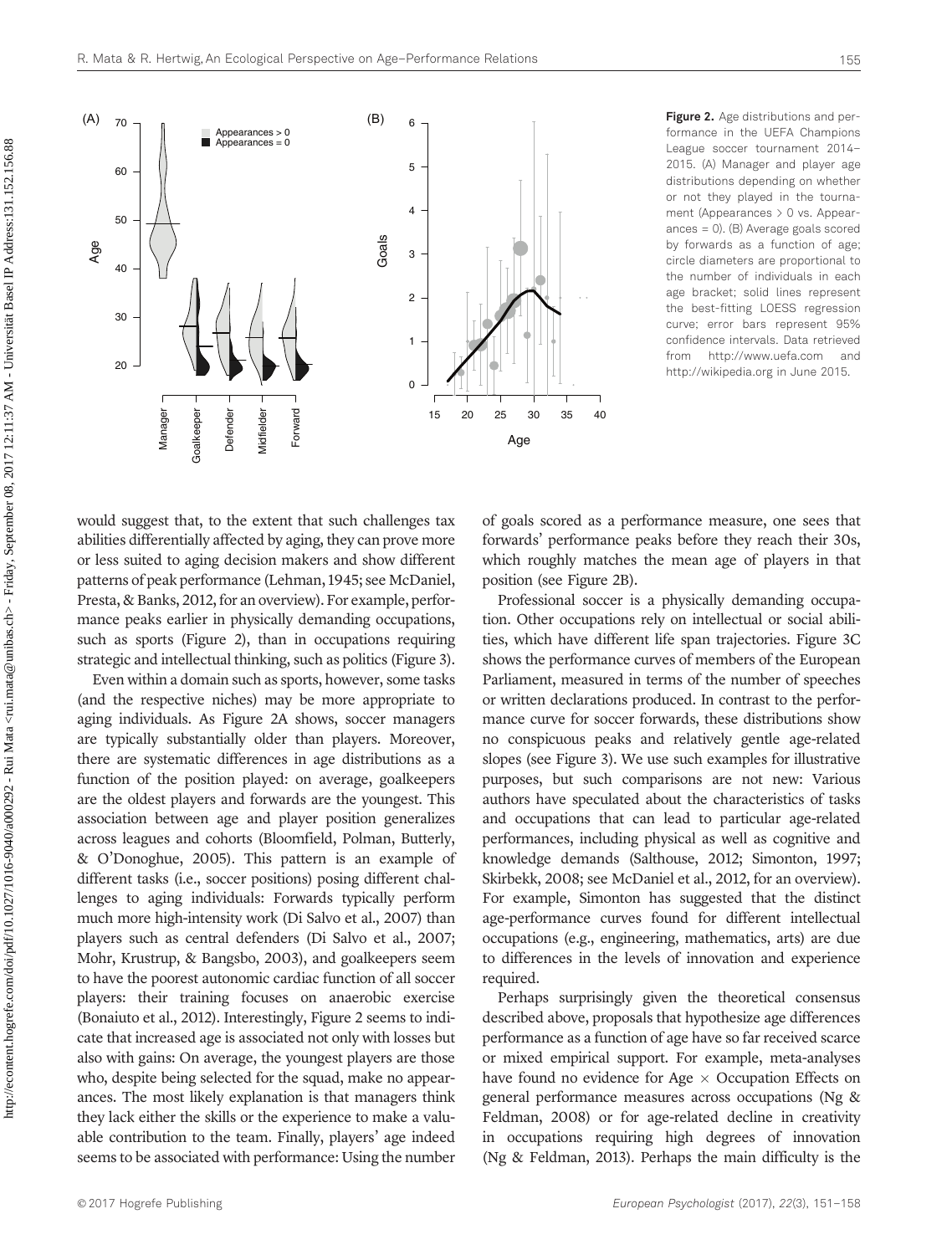**Figure 2.** Age distributions and performance in the UEFA Champions League soccer tournament 2014–2015. (A) Manager and player age distributions depending on whether or not they played in the tournament (Appearances > 0 vs. Appearances = 0). (B) Average goals scored by forwards as a function of age; circle diameters are proportional to the number of individuals in each age bracket; solid lines represent the best-fitting LOESS regression curve; error bars represent 95% confidence intervals. Data retrieved from http://www.uefa.com and http://wikipedia.org in June 2015.

would suggest that, to the extent that such challenges tax abilities differentially affected by aging, they can prove more or less suited to aging decision makers and show different patterns of peak performance (Lehman, 1945; see McDaniel, Presta, & Banks, 2012, for an overview). For example, performance peaks earlier in physically demanding occupations, such as sports (Figure 2), than in occupations requiring strategic and intellectual thinking, such as politics (Figure 3).

Even within a domain such as sports, however, some tasks (and the respective niches) may be more appropriate to aging individuals. As Figure 2A shows, soccer managers are typically substantially older than players. Moreover, there are systematic differences in age distributions as a function of the position played: on average, goalkeepers are the oldest players and forwards are the youngest. This association between age and player position generalizes across leagues and cohorts (Bloomfield, Polman, Butterly, & O'Donoghue, 2005). This pattern is an example of different tasks (i.e., soccer positions) posing different challenges to aging individuals: Forwards typically perform much more high-intensity work (Di Salvo et al., 2007) than players such as central defenders (Di Salvo et al., 2007; Mohr, Krustrup, & Bangsbo, 2003), and goalkeepers seem to have the poorest autonomic cardiac function of all soccer players: their training focuses on anaerobic exercise (Bonaiuto et al., 2012). Interestingly, Figure 2 seems to indicate that increased age is associated not only with losses but also with gains: On average, the youngest players are those who, despite being selected for the squad, make no appearances. The most likely explanation is that managers think they lack either the skills or the experience to make a valuable contribution to the team. Finally, players' age indeed seems to be associated with performance: Using the number of goals scored as a performance measure, one sees that forwards' performance peaks before they reach their 30s, which roughly matches the mean age of players in that position (see Figure 2B).

Professional soccer is a physically demanding occupation. Other occupations rely on intellectual or social abilities, which have different life span trajectories. Figure 3C shows the performance curves of members of the European Parliament, measured in terms of the number of speeches or written declarations produced. In contrast to the performance curve for soccer forwards, these distributions show no conspicuous peaks and relatively gentle age-related slopes (see Figure 3). We use such examples for illustrative purposes, but such comparisons are not new: Various authors have speculated about the characteristics of tasks and occupations that can lead to particular age-related performances, including physical as well as cognitive and knowledge demands (Salthouse, 2012; Simonton, 1997; Skirbekk, 2008; see McDaniel et al., 2012, for an overview). For example, Simonton has suggested that the distinct age-performance curves found for different intellectual occupations (e.g., engineering, mathematics, arts) are due to differences in the levels of innovation and experience required.

Perhaps surprisingly given the theoretical consensus described above, proposals that hypothesize age differences performance as a function of age have so far received scarce or mixed empirical support. For example, meta-analyses have found no evidence for Age × Occupation Effects on general performance measures across occupations (Ng & Feldman, 2008) or for age-related decline in creativity in occupations requiring high degrees of innovation (Ng & Feldman, 2013). Perhaps the main difficulty is the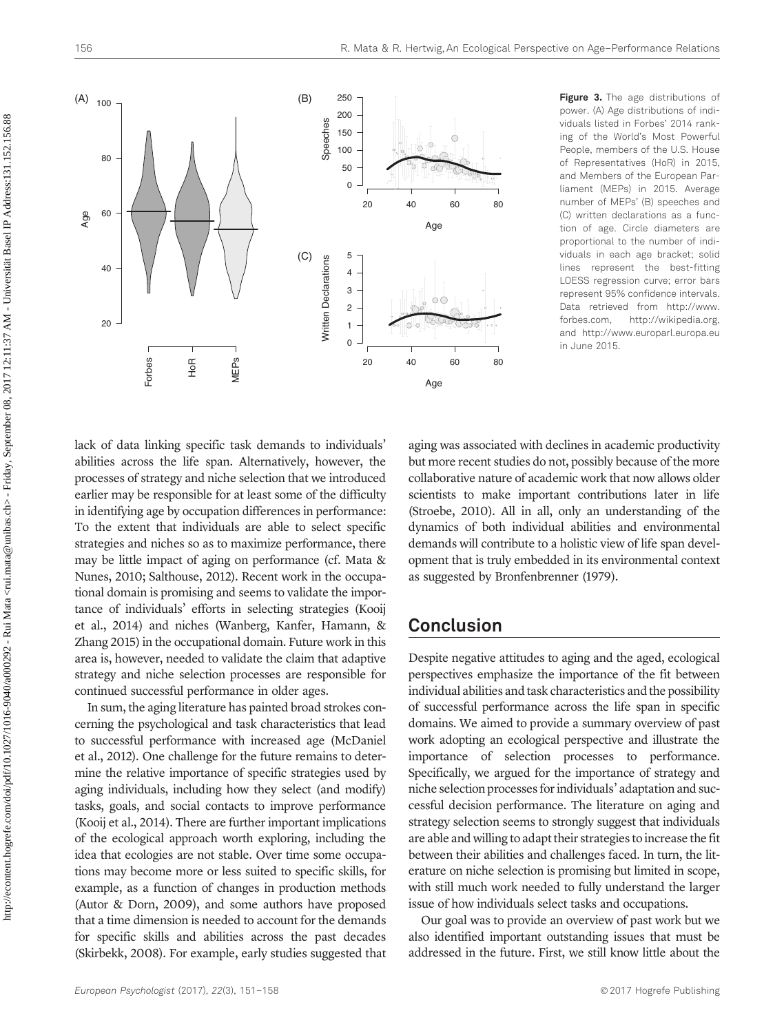**Figure 3.** The age distributions of power. (A) Age distributions of individuals listed in Forbes' 2014 ranking of the World's Most Powerful People, members of the U.S. House of Representatives (HoR) in 2015, and Members of the European Parliament (MEPs) in 2015. Average number of MEPs' (B) speeches and (C) written declarations as a function of age. Circle diameters are proportional to the number of individuals in each age bracket; solid lines represent the best-fitting LOESS regression curve; error bars represent 95% confidence intervals. Data retrieved from http://www.forbes.com, http://wikipedia.org, and http://www.europarl.europa.eu in June 2015.

lack of data linking specific task demands to individuals' abilities across the life span. Alternatively, however, the processes of strategy and niche selection that we introduced earlier may be responsible for at least some of the difficulty in identifying age by occupation differences in performance: To the extent that individuals are able to select specific strategies and niches so as to maximize performance, there may be little impact of aging on performance (cf. Mata & Nunes, 2010; Salthouse, 2012). Recent work in the occupational domain is promising and seems to validate the importance of individuals' efforts in selecting strategies (Kooij et al., 2014) and niches (Wanberg, Kanfer, Hamann, & Zhang 2015) in the occupational domain. Future work in this area is, however, needed to validate the claim that adaptive strategy and niche selection processes are responsible for continued successful performance in older ages.

In sum, the aging literature has painted broad strokes concerning the psychological and task characteristics that lead to successful performance with increased age (McDaniel et al., 2012). One challenge for the future remains to determine the relative importance of specific strategies used by aging individuals, including how they select (and modify) tasks, goals, and social contacts to improve performance (Kooij et al., 2014). There are further important implications of the ecological approach worth exploring, including the idea that ecologies are not stable. Over time some occupations may become more or less suited to specific skills, for example, as a function of changes in production methods (Autor & Dorn, 2009), and some authors have proposed that a time dimension is needed to account for the demands for specific skills and abilities across the past decades (Skirbekk, 2008). For example, early studies suggested that aging was associated with declines in academic productivity but more recent studies do not, possibly because of the more collaborative nature of academic work that now allows older scientists to make important contributions later in life (Stroebe, 2010). All in all, only an understanding of the dynamics of both individual abilities and environmental demands will contribute to a holistic view of life span development that is truly embedded in its environmental context as suggested by Bronfenbrenner (1979).

## Conclusion

Despite negative attitudes to aging and the aged, ecological perspectives emphasize the importance of the fit between individual abilities and task characteristics and the possibility of successful performance across the life span in specific domains. We aimed to provide a summary overview of past work adopting an ecological perspective and illustrate the importance of selection processes to performance. Specifically, we argued for the importance of strategy and niche selection processes for individuals' adaptation and successful decision performance. The literature on aging and strategy selection seems to strongly suggest that individuals are able and willing to adapt their strategies to increase the fit between their abilities and challenges faced. In turn, the literature on niche selection is promising but limited in scope, with still much work needed to fully understand the larger issue of how individuals select tasks and occupations.

Our goal was to provide an overview of past work but we also identified important outstanding issues that must be addressed in the future. First, we still know little about the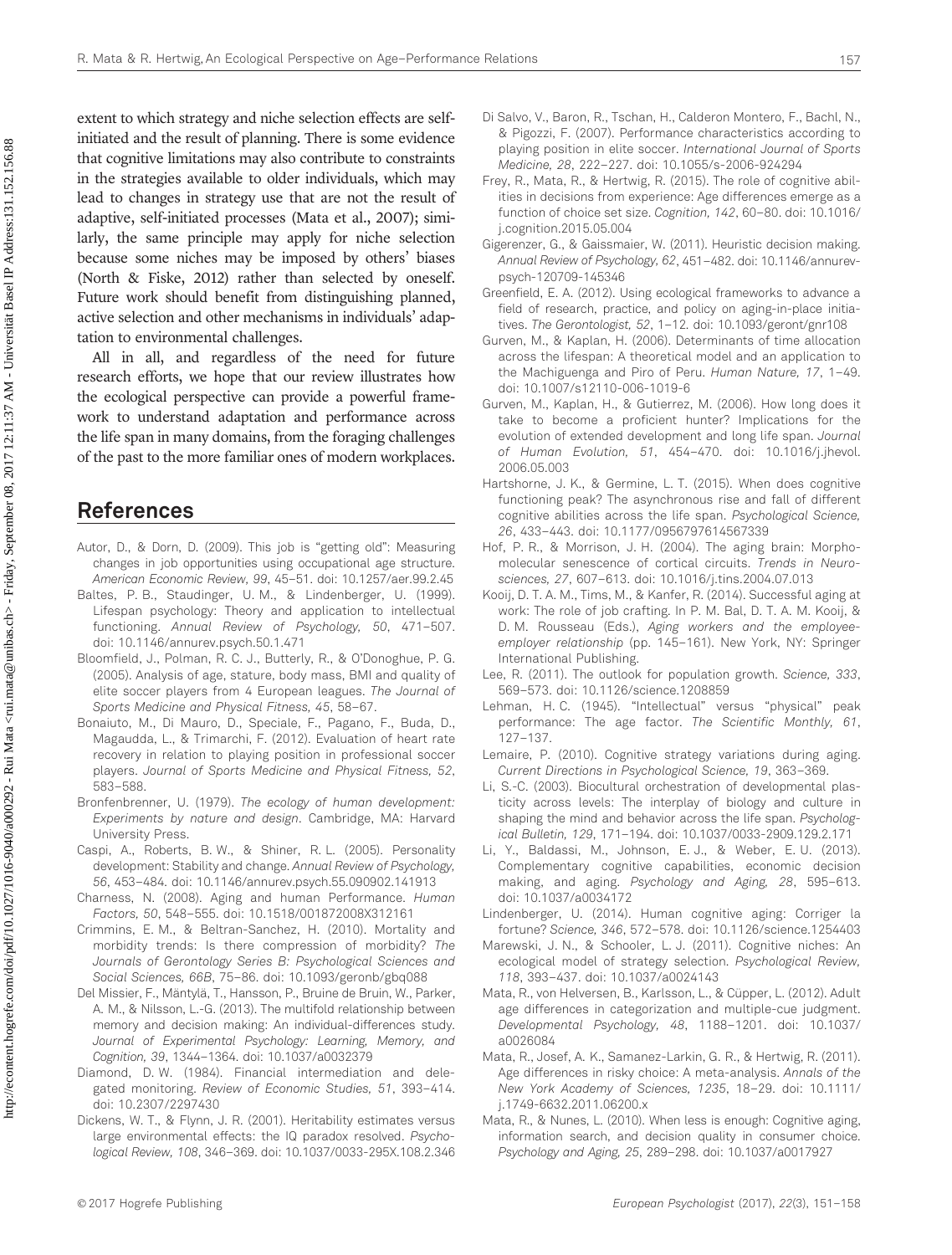extent to which strategy and niche selection effects are self-initiated and the result of planning. There is some evidence that cognitive limitations may also contribute to constraints in the strategies available to older individuals, which may lead to changes in strategy use that are not the result of adaptive, self-initiated processes (Mata et al., 2007); similarly, the same principle may apply for niche selection because some niches may be imposed by others' biases (North & Fiske, 2012) rather than selected by oneself. Future work should benefit from distinguishing planned, active selection and other mechanisms in individuals' adaptation to environmental challenges.

All in all, and regardless of the need for future research efforts, we hope that our review illustrates how the ecological perspective can provide a powerful framework to understand adaptation and performance across the life span in many domains, from the foraging challenges of the past to the more familiar ones of modern workplaces.

## References

Autor, D., & Dorn, D. (2009). This job is "getting old": Measuring changes in job opportunities using occupational age structure. *American Economic Review, 99*, 45–51. doi: 10.1257/aer.99.2.45

Baltes, P. B., Staudinger, U. M., & Lindenberger, U. (1999). Lifespan psychology: Theory and application to intellectual functioning. *Annual Review of Psychology, 50*, 471–507. doi: 10.1146/annurev.psych.50.1.471

Bloomfield, J., Polman, R. C. J., Butterly, R., & O'Donoghue, P. G. (2005). Analysis of age, stature, body mass, BMI and quality of elite soccer players from 4 European leagues. *The Journal of Sports Medicine and Physical Fitness, 45*, 58–67.

Bonaiuto, M., Di Mauro, D., Speciale, F., Pagano, F., Buda, D., Magaudda, L., & Trimarchi, F. (2012). Evaluation of heart rate recovery in relation to playing position in professional soccer players. *Journal of Sports Medicine and Physical Fitness, 52*, 583–588.

Bronfenbrenner, U. (1979). *The ecology of human development: Experiments by nature and design*. Cambridge, MA: Harvard University Press.

Caspi, A., Roberts, B. W., & Shiner, R. L. (2005). Personality development: Stability and change. *Annual Review of Psychology, 56*, 453–484. doi: 10.1146/annurev.psych.55.090902.141913

Charness, N. (2008). Aging and human Performance. *Human Factors, 50*, 548–555. doi: 10.1518/001872008X312161

Crimmins, E. M., & Beltran-Sanchez, H. (2010). Mortality and morbidity trends: Is there compression of morbidity? *The Journals of Gerontology Series B: Psychological Sciences and Social Sciences, 66B*, 75–86. doi: 10.1093/geronb/gbq088

Del Missier, F., Mäntylä, T., Hansson, P., Bruine de Bruin, W., Parker, A. M., & Nilsson, L.-G. (2013). The multifold relationship between memory and decision making: An individual-differences study. *Journal of Experimental Psychology: Learning, Memory, and Cognition, 39*, 1344–1364. doi: 10.1037/a0032379

Diamond, D. W. (1984). Financial intermediation and delegated monitoring. *Review of Economic Studies, 51*, 393–414. doi: 10.2307/2297430

Dickens, W. T., & Flynn, J. R. (2001). Heritability estimates versus large environmental effects: the IQ paradox resolved. *Psychological Review, 108*, 346–369. doi: 10.1037/0033-295X.108.2.346

Di Salvo, V., Baron, R., Tschan, H., Calderon Montero, F., Bachl, N., & Pigozzi, F. (2007). Performance characteristics according to playing position in elite soccer. *International Journal of Sports Medicine, 28*, 222–227. doi: 10.1055/s-2006-924294

Frey, R., Mata, R., & Hertwig, R. (2015). The role of cognitive abilities in decisions from experience: Age differences emerge as a function of choice set size. *Cognition, 142*, 60–80. doi: 10.1016/j.cognition.2015.05.004

Gigerenzer, G., & Gaissmaier, W. (2011). Heuristic decision making. *Annual Review of Psychology, 62*, 451–482. doi: 10.1146/annurev-psych-120709-145346

Greenfield, E. A. (2012). Using ecological frameworks to advance a field of research, practice, and policy on aging-in-place initiatives. *The Gerontologist, 52*, 1–12. doi: 10.1093/geront/gnr108

Gurven, M., & Kaplan, H. (2006). Determinants of time allocation across the lifespan: A theoretical model and an application to the Machiguenga and Piro of Peru. *Human Nature, 17*, 1–49. doi: 10.1007/s12110-006-1019-6

Gurven, M., Kaplan, H., & Gutierrez, M. (2006). How long does it take to become a proficient hunter? Implications for the evolution of extended development and long life span. *Journal of Human Evolution, 51*, 454–470. doi: 10.1016/j.jhevol.2006.05.003

Hartshorne, J. K., & Germine, L. T. (2015). When does cognitive functioning peak? The asynchronous rise and fall of different cognitive abilities across the life span. *Psychological Science, 26*, 433–443. doi: 10.1177/0956797614567339

Hof, P. R., & Morrison, J. H. (2004). The aging brain: Morphomolecular senescence of cortical circuits. *Trends in Neurosciences, 27*, 607–613. doi: 10.1016/j.tins.2004.07.013

Kooij, D. T. A. M., Tims, M., & Kanfer, R. (2014). Successful aging at work: The role of job crafting. In P. M. Bal, D. T. A. M. Kooij, & D. M. Rousseau (Eds.), *Aging workers and the employee-employer relationship* (pp. 145–161). New York, NY: Springer International Publishing.

Lee, R. (2011). The outlook for population growth. *Science, 333*, 569–573. doi: 10.1126/science.1208859

Lehman, H. C. (1945). "Intellectual" versus "physical" peak performance: The age factor. *The Scientific Monthly, 61*, 127–137.

Lemaire, P. (2010). Cognitive strategy variations during aging. *Current Directions in Psychological Science, 19*, 363–369.

Li, S.-C. (2003). Biocultural orchestration of developmental plasticity across levels: The interplay of biology and culture in shaping the mind and behavior across the life span. *Psychological Bulletin, 129*, 171–194. doi: 10.1037/0033-2909.129.2.171

Li, Y., Baldassi, M., Johnson, E. J., & Weber, E. U. (2013). Complementary cognitive capabilities, economic decision making, and aging. *Psychology and Aging, 28*, 595–613. doi: 10.1037/a0034172

Lindenberger, U. (2014). Human cognitive aging: Corriger la fortune? *Science, 346*, 572–578. doi: 10.1126/science.1254403

Marewski, J. N., & Schooler, L. J. (2011). Cognitive niches: An ecological model of strategy selection. *Psychological Review, 118*, 393–437. doi: 10.1037/a0024143

Mata, R., von Helversen, B., Karlsson, L., & Cüpper, L. (2012). Adult age differences in categorization and multiple-cue judgment. *Developmental Psychology, 48*, 1188–1201. doi: 10.1037/a0026084

Mata, R., Josef, A. K., Samanez-Larkin, G. R., & Hertwig, R. (2011). Age differences in risky choice: A meta-analysis. *Annals of the New York Academy of Sciences, 1235*, 18–29. doi: 10.1111/j.1749-6632.2011.06200.x

Mata, R., & Nunes, L. (2010). When less is enough: Cognitive aging, information search, and decision quality in consumer choice. *Psychology and Aging, 25*, 289–298. doi: 10.1037/a0017927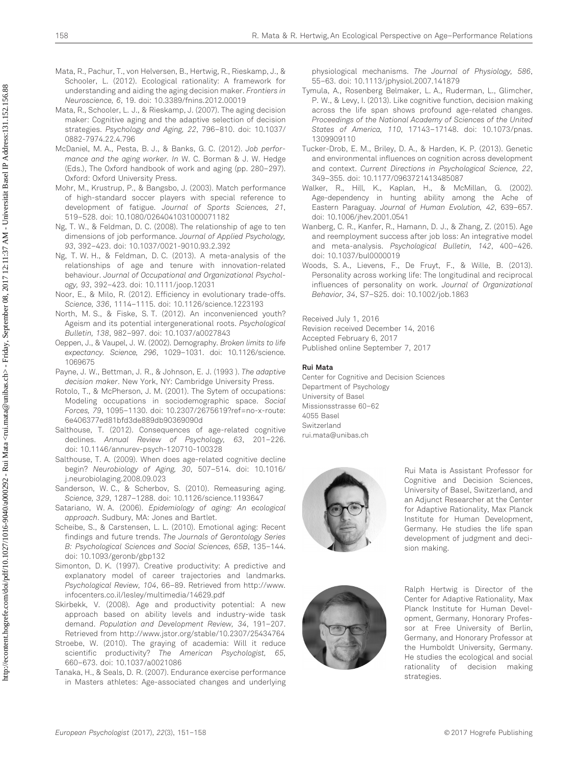Mata, R., Pachur, T., von Helversen, B., Hertwig, R., Rieskamp, J., & Schooler, L. (2012). Ecological rationality: A framework for understanding and aiding the aging decision maker. *Frontiers in Neuroscience, 6*, 19. doi: 10.3389/fnins.2012.00019

Mata, R., Schooler, L. J., & Rieskamp, J. (2007). The aging decision maker: Cognitive aging and the adaptive selection of decision strategies. *Psychology and Aging, 22*, 796–810. doi: 10.1037/0882-7974.22.4.796

McDaniel, M. A., Pesta, B. J., & Banks, G. C. (2012). *Job performance and the aging worker*. In W. C. Borman & J. W. Hedge (Eds.), The Oxford handbook of work and aging (pp. 280–297). Oxford: Oxford University Press.

Mohr, M., Krustrup, P., & Bangsbo, J. (2003). Match performance of high-standard soccer players with special reference to development of fatigue. *Journal of Sports Sciences, 21*, 519–528. doi: 10.1080/0264041031000071182

Ng, T. W., & Feldman, D. C. (2008). The relationship of age to ten dimensions of job performance. *Journal of Applied Psychology, 93*, 392–423. doi: 10.1037/0021-9010.93.2.392

Ng, T. W. H., & Feldman, D. C. (2013). A meta-analysis of the relationships of age and tenure with innovation-related behaviour. *Journal of Occupational and Organizational Psychology, 93*, 392–423. doi: 10.1111/joop.12031

Noor, E., & Milo, R. (2012). Efficiency in evolutionary trade-offs. *Science, 336*, 1114–1115. doi: 10.1126/science.1223193

North, M. S., & Fiske, S. T. (2012). An inconvenienced youth? Ageism and its potential intergenerational roots. *Psychological Bulletin, 138*, 982–997. doi: 10.1037/a0027843

Oeppen, J., & Vaupel, J. W. (2002). Demography. *Broken limits to life expectancy. Science, 296*, 1029–1031. doi: 10.1126/science.1069675

Payne, J. W., Bettman, J. R., & Johnson, E. J. (1993 ). *The adaptive decision maker*. New York, NY: Cambridge University Press.

Rotolo, T., & McPherson, J. M. (2001). The Sytem of occupations: Modeling occupations in sociodemographic space. *Social Forces, 79*, 1095–1130. doi: 10.2307/2675619?ref=no-x-route:6e406377ed81bfd3de889db90369090d

Salthouse, T. (2012). Consequences of age-related cognitive declines. *Annual Review of Psychology, 63*, 201–226. doi: 10.1146/annurev-psych-120710-100328

Salthouse, T. A. (2009). When does age-related cognitive decline begin? *Neurobiology of Aging, 30*, 507–514. doi: 10.1016/j.neurobiolaging.2008.09.023

Sanderson, W. C., & Scherbov, S. (2010). Remeasuring aging. *Science, 329*, 1287–1288. doi: 10.1126/science.1193647

Satariano, W. A. (2006). *Epidemiology of aging: An ecological approach*. Sudbury, MA: Jones and Bartlet.

Scheibe, S., & Carstensen, L. L. (2010). Emotional aging: Recent findings and future trends. *The Journals of Gerontology Series B: Psychological Sciences and Social Sciences, 65B*, 135–144. doi: 10.1093/geronb/gbp132

Simonton, D. K. (1997). Creative productivity: A predictive and explanatory model of career trajectories and landmarks. *Psychological Review, 104*, 66–89. Retrieved from http://www.infocenters.co.il/lesley/multimedia/14629.pdf

Skirbekk, V. (2008). Age and productivity potential: A new approach based on ability levels and industry-wide task demand. *Population and Development Review, 34*, 191–207. Retrieved from http://www.jstor.org/stable/10.2307/25434764

Stroebe, W. (2010). The graying of academia: Will it reduce scientific productivity? *The American Psychologist, 65*, 660–673. doi: 10.1037/a0021086

Tanaka, H., & Seals, D. R. (2007). Endurance exercise performance in Masters athletes: Age-associated changes and underlying physiological mechanisms. *The Journal of Physiology, 586*, 55–63. doi: 10.1113/jphysiol.2007.141879

Tymula, A., Rosenberg Belmaker, L. A., Ruderman, L., Glimcher, P. W., & Levy, I. (2013). Like cognitive function, decision making across the life span shows profound age-related changes. *Proceedings of the National Academy of Sciences of the United States of America, 110*, 17143–17148. doi: 10.1073/pnas.1309909110

Tucker-Drob, E. M., Briley, D. A., & Harden, K. P. (2013). Genetic and environmental influences on cognition across development and context. *Current Directions in Psychological Science, 22*, 349–355. doi: 10.1177/0963721413485087

Walker, R., Hill, K., Kaplan, H., & McMillan, G. (2002). Age-dependency in hunting ability among the Ache of Eastern Paraguay. *Journal of Human Evolution, 42*, 639–657. doi: 10.1006/jhev.2001.0541

Wanberg, C. R., Kanfer, R., Hamann, D. J., & Zhang, Z. (2015). Age and reemployment success after job loss: An integrative model and meta-analysis. *Psychological Bulletin, 142*, 400–426. doi: 10.1037/bul0000019

Woods, S. A., Lievens, F., De Fruyt, F., & Wille, B. (2013). Personality across working life: The longitudinal and reciprocal influences of personality on work. *Journal of Organizational Behavior, 34*, S7–S25. doi: 10.1002/job.1863

Received July 1, 2016
Revision received December 14, 2016
Accepted February 6, 2017
Published online September 7, 2017

**Rui Mata**
Center for Cognitive and Decision Sciences
Department of Psychology
University of Basel
Missionsstrasse 60–62
4055 Basel
Switzerland
rui.mata@unibas.ch

Rui Mata is Assistant Professor for Cognitive and Decision Sciences, University of Basel, Switzerland, and an Adjunct Researcher at the Center for Adaptive Rationality, Max Planck Institute for Human Development, Germany. He studies the life span development of judgment and decision making.

Ralph Hertwig is Director of the Center for Adaptive Rationality, Max Planck Institute for Human Development, Germany, Honorary Professor at Free University of Berlin, Germany, and Honorary Professor at the Humboldt University, Germany. He studies the ecological and social rationality of decision making strategies.